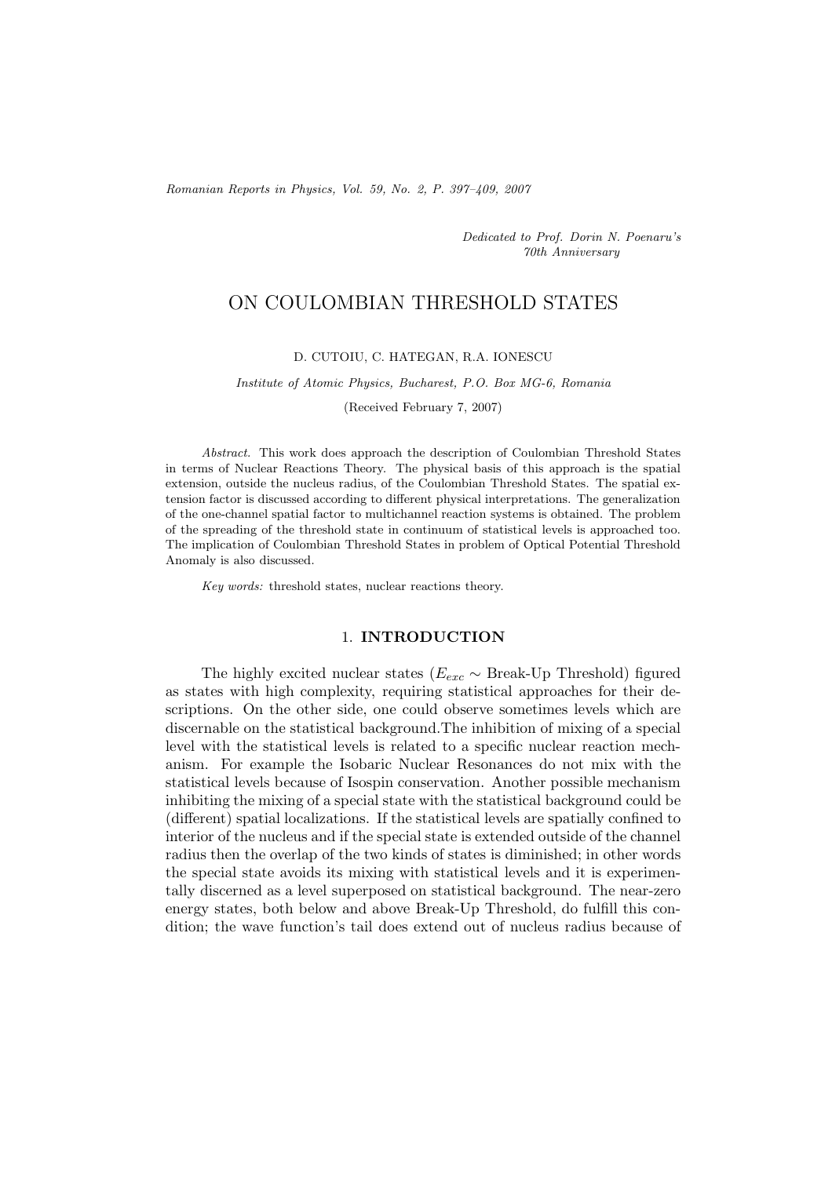*Romanian Reports in Physics, Vol. 59, No. 2, P. 397–409, 2007*

*Dedicated to Prof. Dorin N. Poenaru's 70th Anniversary*

# ON COULOMBIAN THRESHOLD STATES

D. CUTOIU, C. HATEGAN, R.A. IONESCU

*Institute of Atomic Physics, Bucharest, P.O. Box MG-6, Romania*

(Received February 7, 2007)

*Abstract.* This work does approach the description of Coulombian Threshold States in terms of Nuclear Reactions Theory. The physical basis of this approach is the spatial extension, outside the nucleus radius, of the Coulombian Threshold States. The spatial extension factor is discussed according to different physical interpretations. The generalization of the one-channel spatial factor to multichannel reaction systems is obtained. The problem of the spreading of the threshold state in continuum of statistical levels is approached too. The implication of Coulombian Threshold States in problem of Optical Potential Threshold Anomaly is also discussed.

*Key words:* threshold states, nuclear reactions theory.

## 1. INTRODUCTION

The highly excited nuclear states ($E_{exc} \sim$ Break-Up Threshold) figured as states with high complexity, requiring statistical approaches for their descriptions. On the other side, one could observe sometimes levels which are discernable on the statistical background.The inhibition of mixing of a special level with the statistical levels is related to a specific nuclear reaction mechanism. For example the Isobaric Nuclear Resonances do not mix with the statistical levels because of Isospin conservation. Another possible mechanism inhibiting the mixing of a special state with the statistical background could be (different) spatial localizations. If the statistical levels are spatially confined to interior of the nucleus and if the special state is extended outside of the channel radius then the overlap of the two kinds of states is diminished; in other words the special state avoids its mixing with statistical levels and it is experimentally discerned as a level superposed on statistical background. The near-zero energy states, both below and above Break-Up Threshold, do fulfill this condition; the wave function's tail does extend out of nucleus radius because of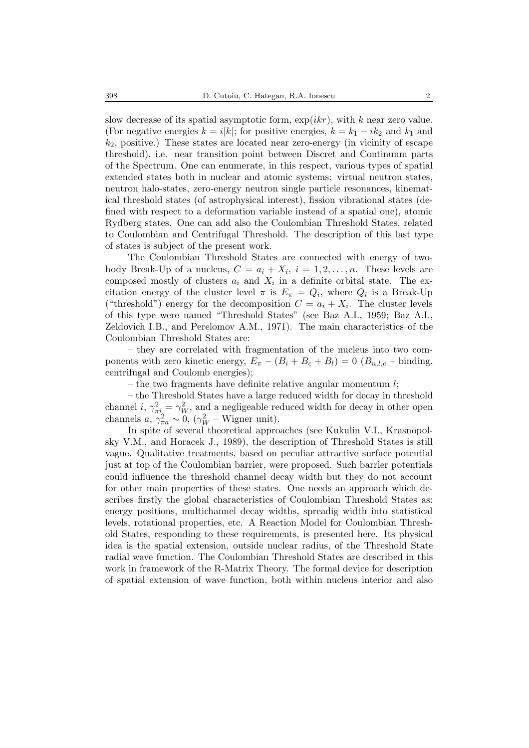slow decrease of its spatial asymptotic form, $\exp(ikr)$, with $k$ near zero value. (For negative energies $k = i|k|$; for positive energies, $k = k_1 - ik_2$ and $k_1$ and $k_2$, positive.) These states are located near zero-energy (in vicinity of escape threshold), i.e. near transition point between Discret and Continuum parts of the Spectrum. One can enumerate, in this respect, various types of spatial extended states both in nuclear and atomic systems: virtual neutron states, neutron halo-states, zero-energy neutron single particle resonances, kinematical threshold states (of astrophysical interest), fission vibrational states (defined with respect to a deformation variable instead of a spatial one), atomic Rydberg states. One can add also the Coulombian Threshold States, related to Coulombian and Centrifugal Threshold. The description of this last type of states is subject of the present work.

The Coulombian Threshold States are connected with energy of two-body Break-Up of a nucleus, $C = a_i + X_i$, $i = 1, 2, \ldots, n$. These levels are composed mostly of clusters $a_i$ and $X_i$ in a definite orbital state. The excitation energy of the cluster level $\pi$ is $E_\pi = Q_i$, where $Q_i$ is a Break-Up ("threshold") energy for the decomposition $C = a_i + X_i$. The cluster levels of this type were named "Threshold States" (see Baz A.I., 1959; Baz A.I., Zeldovich I.B., and Perelomov A.M., 1971). The main characteristics of the Coulombian Threshold States are:

– they are correlated with fragmentation of the nucleus into two components with zero kinetic energy, $E_\pi - (B_i + B_c + B_l) = 0$ ($B_{n,l,c}$ – binding, centrifugal and Coulomb energies);

– the two fragments have definite relative angular momentum $l$;

– the Threshold States have a large reduced width for decay in threshold channel $i$, $\gamma^2_{\pi i} = \gamma^2_W$, and a negligeable reduced width for decay in other open channels $a$, $\gamma^2_{\pi a} \sim 0$, ($\gamma^2_W$ – Wigner unit).

In spite of several theoretical approaches (see Kukulin V.I., Krasnopolsky V.M., and Horacek J., 1989), the description of Threshold States is still vague. Qualitative treatments, based on peculiar attractive surface potential just at top of the Coulombian barrier, were proposed. Such barrier potentials could influence the threshold channel decay width but they do not account for other main properties of these states. One needs an approach which describes firstly the global characteristics of Coulombian Threshold States as: energy positions, multichannel decay widths, spreadig width into statistical levels, rotational properties, etc. A Reaction Model for Coulombian Threshold States, responding to these requirements, is presented here. Its physical idea is the spatial extension, outside nuclear radius, of the Threshold State radial wave function. The Coulombian Threshold States are described in this work in framework of the R-Matrix Theory. The formal device for description of spatial extension of wave function, both within nucleus interior and also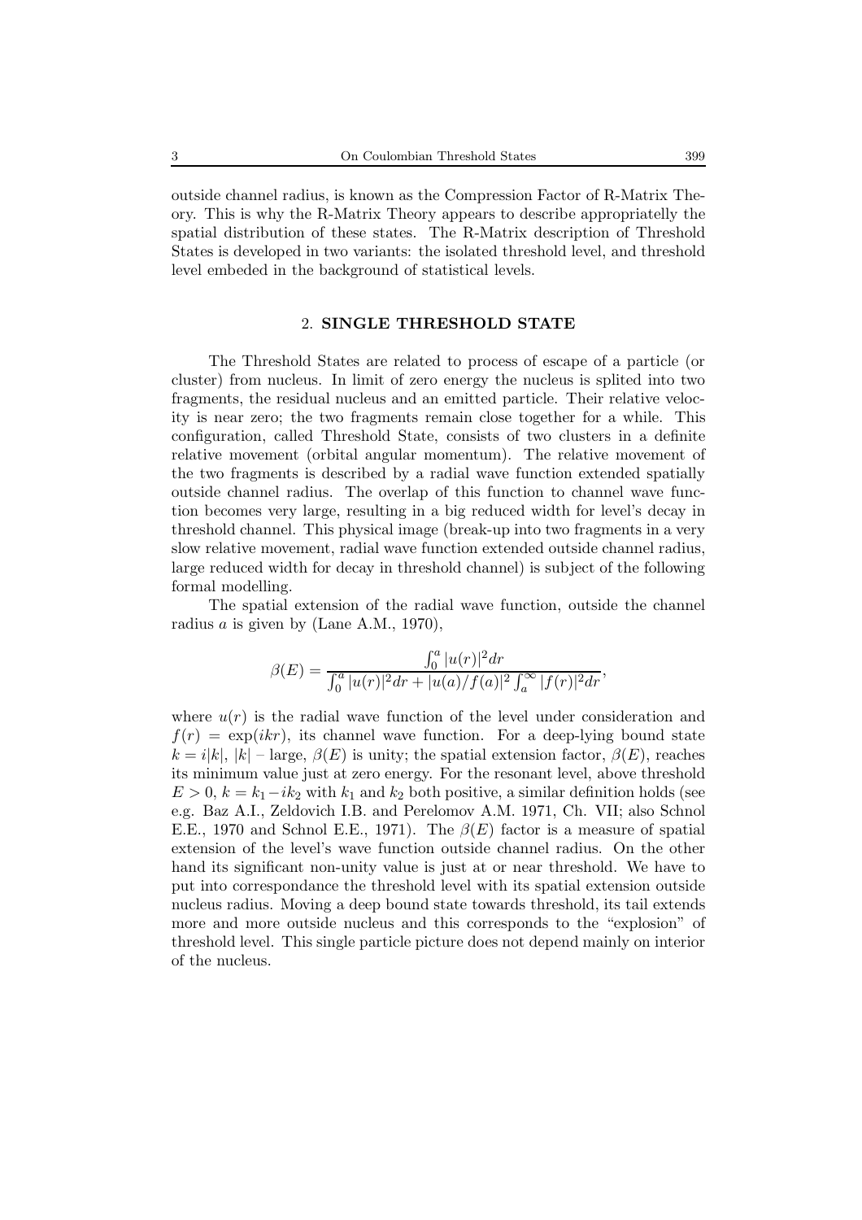outside channel radius, is known as the Compression Factor of R-Matrix Theory. This is why the R-Matrix Theory appears to describe appropriatelly the spatial distribution of these states. The R-Matrix description of Threshold States is developed in two variants: the isolated threshold level, and threshold level embeded in the background of statistical levels.

## 2. SINGLE THRESHOLD STATE

The Threshold States are related to process of escape of a particle (or cluster) from nucleus. In limit of zero energy the nucleus is splited into two fragments, the residual nucleus and an emitted particle. Their relative velocity is near zero; the two fragments remain close together for a while. This configuration, called Threshold State, consists of two clusters in a definite relative movement (orbital angular momentum). The relative movement of the two fragments is described by a radial wave function extended spatially outside channel radius. The overlap of this function to channel wave function becomes very large, resulting in a big reduced width for level's decay in threshold channel. This physical image (break-up into two fragments in a very slow relative movement, radial wave function extended outside channel radius, large reduced width for decay in threshold channel) is subject of the following formal modelling.

The spatial extension of the radial wave function, outside the channel radius $a$ is given by (Lane A.M., 1970),

$$\beta(E) = \frac{\int_0^a |u(r)|^2 dr}{\int_0^a |u(r)|^2 dr + |u(a)/f(a)|^2 \int_a^\infty |f(r)|^2 dr},$$

where $u(r)$ is the radial wave function of the level under consideration and $f(r) = \exp(ikr)$, its channel wave function. For a deep-lying bound state $k = i|k|$, $|k|$ – large, $\beta(E)$ is unity; the spatial extension factor, $\beta(E)$, reaches its minimum value just at zero energy. For the resonant level, above threshold $E > 0$, $k = k_1 - ik_2$ with $k_1$ and $k_2$ both positive, a similar definition holds (see e.g. Baz A.I., Zeldovich I.B. and Perelomov A.M. 1971, Ch. VII; also Schnol E.E., 1970 and Schnol E.E., 1971). The $\beta(E)$ factor is a measure of spatial extension of the level's wave function outside channel radius. On the other hand its significant non-unity value is just at or near threshold. We have to put into correspondance the threshold level with its spatial extension outside nucleus radius. Moving a deep bound state towards threshold, its tail extends more and more outside nucleus and this corresponds to the "explosion" of threshold level. This single particle picture does not depend mainly on interior of the nucleus.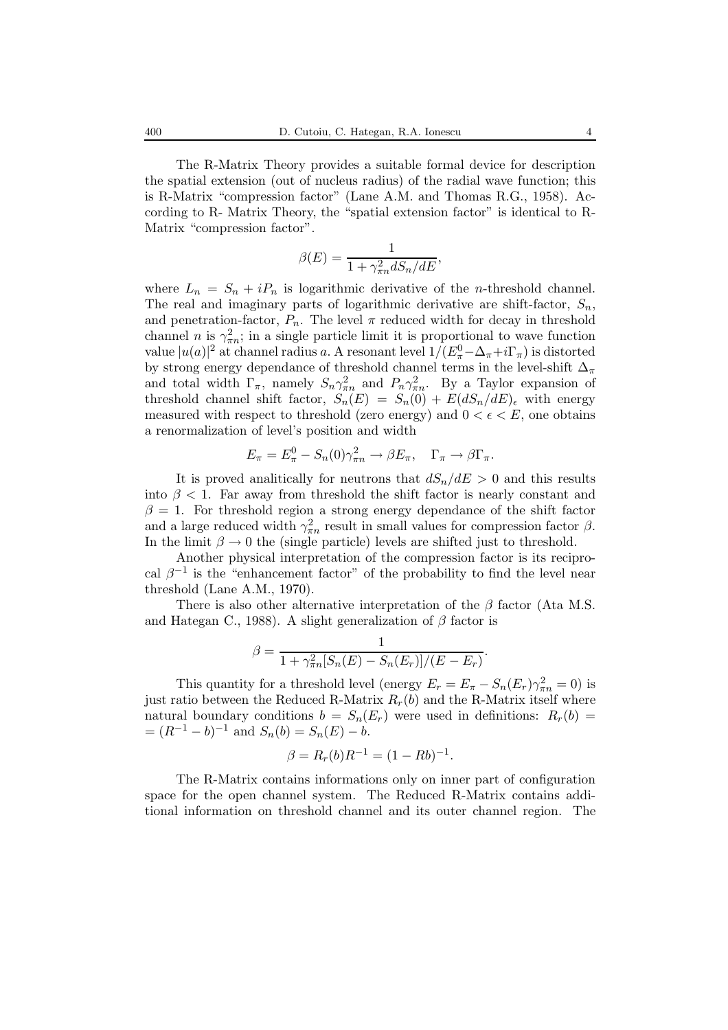The R-Matrix Theory provides a suitable formal device for description the spatial extension (out of nucleus radius) of the radial wave function; this is R-Matrix "compression factor" (Lane A.M. and Thomas R.G., 1958). According to R- Matrix Theory, the "spatial extension factor" is identical to R-Matrix "compression factor".

$$\beta(E) = \frac{1}{1 + \gamma_{\pi n}^2 dS_n/dE},$$

where $L_n = S_n + iP_n$ is logarithmic derivative of the $n$-threshold channel. The real and imaginary parts of logarithmic derivative are shift-factor, $S_n$, and penetration-factor, $P_n$. The level $\pi$ reduced width for decay in threshold channel $n$ is $\gamma_{\pi n}^2$; in a single particle limit it is proportional to wave function value $|u(a)|^2$ at channel radius $a$. A resonant level $1/(E_\pi^0 - \Delta_\pi + i\Gamma_\pi)$ is distorted by strong energy dependance of threshold channel terms in the level-shift $\Delta_\pi$ and total width $\Gamma_\pi$, namely $S_n\gamma_{\pi n}^2$ and $P_n\gamma_{\pi n}^2$. By a Taylor expansion of threshold channel shift factor, $S_n(E) = S_n(0) + E(dS_n/dE)_\epsilon$ with energy measured with respect to threshold (zero energy) and $0 < \epsilon < E$, one obtains a renormalization of level's position and width

$$E_\pi = E_\pi^0 - S_n(0)\gamma_{\pi n}^2 \to \beta E_\pi, \quad \Gamma_\pi \to \beta\Gamma_\pi.$$

It is proved analitically for neutrons that $dS_n/dE > 0$ and this results into $\beta < 1$. Far away from threshold the shift factor is nearly constant and $\beta = 1$. For threshold region a strong energy dependance of the shift factor and a large reduced width $\gamma_{\pi n}^2$ result in small values for compression factor $\beta$. In the limit $\beta \to 0$ the (single particle) levels are shifted just to threshold.

Another physical interpretation of the compression factor is its reciprocal $\beta^{-1}$ is the "enhancement factor" of the probability to find the level near threshold (Lane A.M., 1970).

There is also other alternative interpretation of the $\beta$ factor (Ata M.S. and Hategan C., 1988). A slight generalization of $\beta$ factor is

$$\beta = \frac{1}{1 + \gamma_{\pi n}^2 [S_n(E) - S_n(E_r)]/(E - E_r)}.$$

This quantity for a threshold level (energy $E_r = E_\pi - S_n(E_r)\gamma_{\pi n}^2 = 0$) is just ratio between the Reduced R-Matrix $R_r(b)$ and the R-Matrix itself where natural boundary conditions $b = S_n(E_r)$ were used in definitions: $R_r(b) = (R^{-1} - b)^{-1}$ and $S_n(b) = S_n(E) - b$.

$$\beta = R_r(b)R^{-1} = (1 - Rb)^{-1}.$$

The R-Matrix contains informations only on inner part of configuration space for the open channel system. The Reduced R-Matrix contains additional information on threshold channel and its outer channel region. The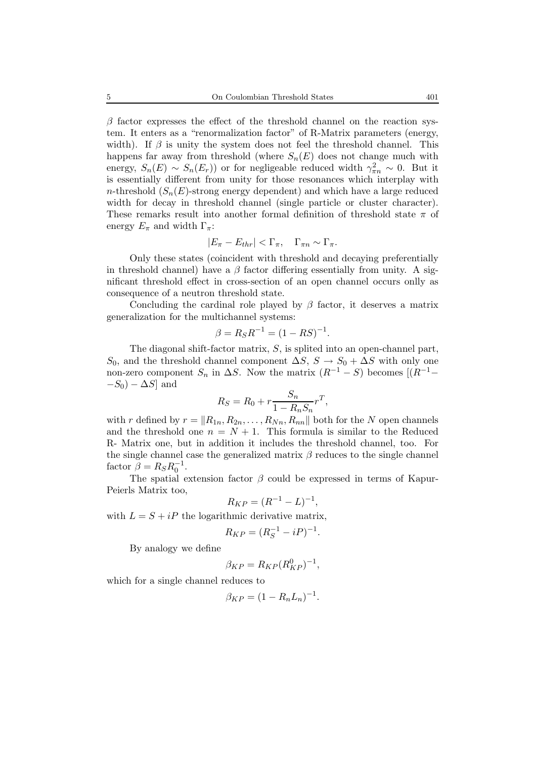$\beta$ factor expresses the effect of the threshold channel on the reaction system. It enters as a "renormalization factor" of R-Matrix parameters (energy, width). If $\beta$ is unity the system does not feel the threshold channel. This happens far away from threshold (where $S_n(E)$ does not change much with energy, $S_n(E) \sim S_n(E_r)$) or for negligeable reduced width $\gamma^2_{\pi n} \sim 0$. But it is essentially different from unity for those resonances which interplay with $n$-threshold ($S_n(E)$-strong energy dependent) and which have a large reduced width for decay in threshold channel (single particle or cluster character). These remarks result into another formal definition of threshold state $\pi$ of energy $E_\pi$ and width $\Gamma_\pi$:

$$|E_\pi - E_{thr}| < \Gamma_\pi, \quad \Gamma_{\pi n} \sim \Gamma_\pi.$$

Only these states (coincident with threshold and decaying preferentially in threshold channel) have a $\beta$ factor differing essentially from unity. A significant threshold effect in cross-section of an open channel occurs onlly as consequence of a neutron threshold state.

Concluding the cardinal role played by $\beta$ factor, it deserves a matrix generalization for the multichannel systems:

$$\beta = R_S R^{-1} = (1 - RS)^{-1}.$$

The diagonal shift-factor matrix, $S$, is splited into an open-channel part, $S_0$, and the threshold channel component $\Delta S$, $S \to S_0 + \Delta S$ with only one non-zero component $S_n$ in $\Delta S$. Now the matrix $(R^{-1} - S)$ becomes $[(R^{-1} - S_0) - \Delta S]$ and

$$R_S = R_0 + r \frac{S_n}{1 - R_n S_n} r^T,$$

with $r$ defined by $r = \|R_{1n}, R_{2n}, \ldots, R_{Nn}, R_{nn}\|$ both for the $N$ open channels and the threshold one $n = N + 1$. This formula is similar to the Reduced R- Matrix one, but in addition it includes the threshold channel, too. For the single channel case the generalized matrix $\beta$ reduces to the single channel factor $\beta = R_S R_0^{-1}$.

The spatial extension factor $\beta$ could be expressed in terms of Kapur-Peierls Matrix too,

$$R_{KP} = (R^{-1} - L)^{-1},$$

with $L = S + iP$ the logarithmic derivative matrix,

$$R_{KP} = (R_S^{-1} - iP)^{-1}.$$

By analogy we define

$$\beta_{KP} = R_{KP}(R^0_{KP})^{-1},$$

which for a single channel reduces to

$$\beta_{KP} = (1 - R_n L_n)^{-1}.$$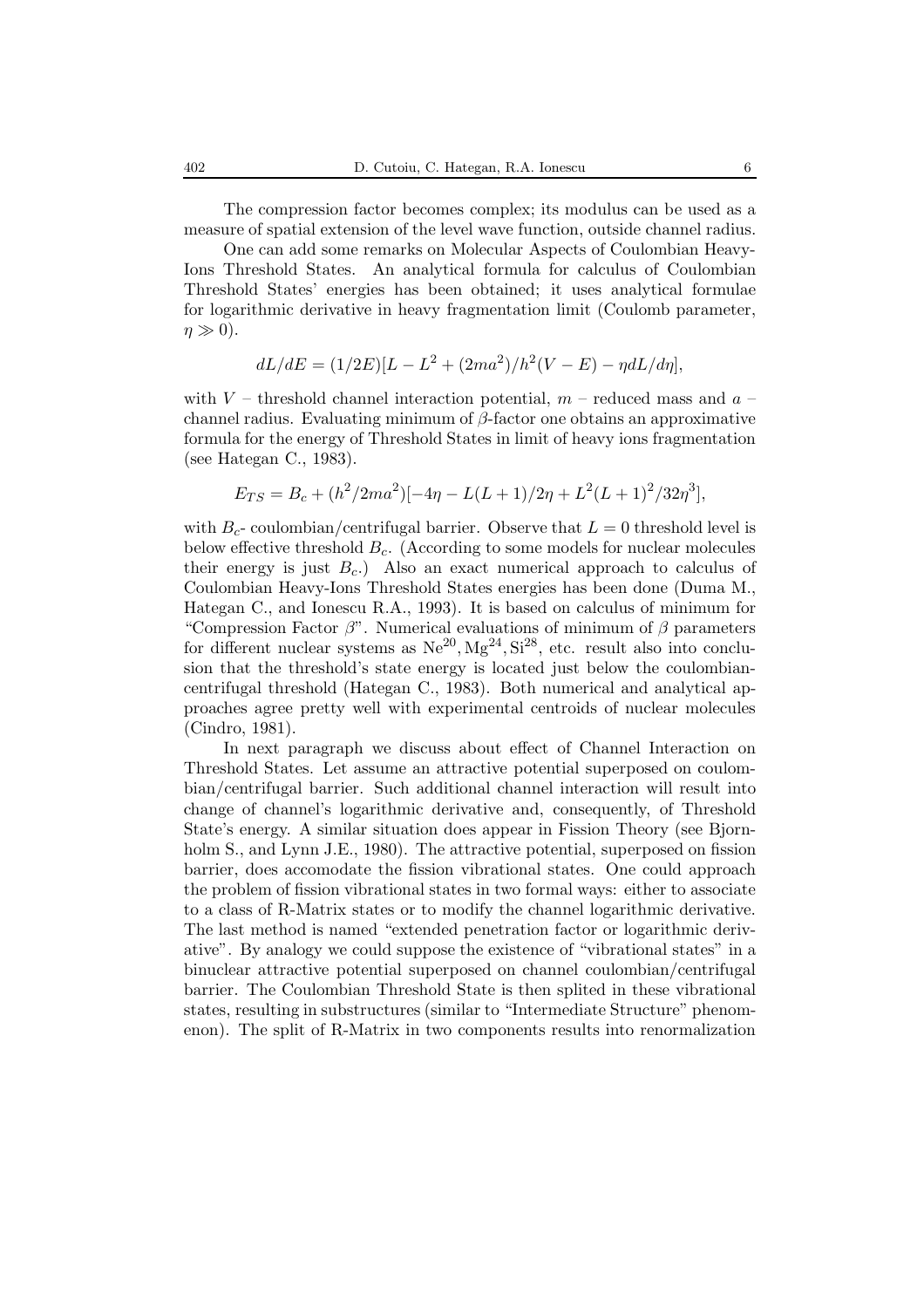The compression factor becomes complex; its modulus can be used as a measure of spatial extension of the level wave function, outside channel radius.

One can add some remarks on Molecular Aspects of Coulombian Heavy-Ions Threshold States. An analytical formula for calculus of Coulombian Threshold States' energies has been obtained; it uses analytical formulae for logarithmic derivative in heavy fragmentation limit (Coulomb parameter, $\eta \gg 0$).

$$dL/dE = (1/2E)[L - L^2 + (2ma^2)/h^2(V - E) - \eta dL/d\eta],$$

with $V$ – threshold channel interaction potential, $m$ – reduced mass and $a$ – channel radius. Evaluating minimum of $\beta$-factor one obtains an approximative formula for the energy of Threshold States in limit of heavy ions fragmentation (see Hategan C., 1983).

$$E_{TS} = B_c + (h^2/2ma^2)[-4\eta - L(L+1)/2\eta + L^2(L+1)^2/32\eta^3],$$

with $B_c$- coulombian/centrifugal barrier. Observe that $L = 0$ threshold level is below effective threshold $B_c$. (According to some models for nuclear molecules their energy is just $B_c$.) Also an exact numerical approach to calculus of Coulombian Heavy-Ions Threshold States energies has been done (Duma M., Hategan C., and Ionescu R.A., 1993). It is based on calculus of minimum for "Compression Factor $\beta$". Numerical evaluations of minimum of $\beta$ parameters for different nuclear systems as $Ne^{20}, Mg^{24}, Si^{28}$, etc. result also into conclusion that the threshold's state energy is located just below the coulombian-centrifugal threshold (Hategan C., 1983). Both numerical and analytical approaches agree pretty well with experimental centroids of nuclear molecules (Cindro, 1981).

In next paragraph we discuss about effect of Channel Interaction on Threshold States. Let assume an attractive potential superposed on coulombian/centrifugal barrier. Such additional channel interaction will result into change of channel's logarithmic derivative and, consequently, of Threshold State's energy. A similar situation does appear in Fission Theory (see Bjornholm S., and Lynn J.E., 1980). The attractive potential, superposed on fission barrier, does accomodate the fission vibrational states. One could approach the problem of fission vibrational states in two formal ways: either to associate to a class of R-Matrix states or to modify the channel logarithmic derivative. The last method is named "extended penetration factor or logarithmic derivative". By analogy we could suppose the existence of "vibrational states" in a binuclear attractive potential superposed on channel coulombian/centrifugal barrier. The Coulombian Threshold State is then splited in these vibrational states, resulting in substructures (similar to "Intermediate Structure" phenomenon). The split of R-Matrix in two components results into renormalization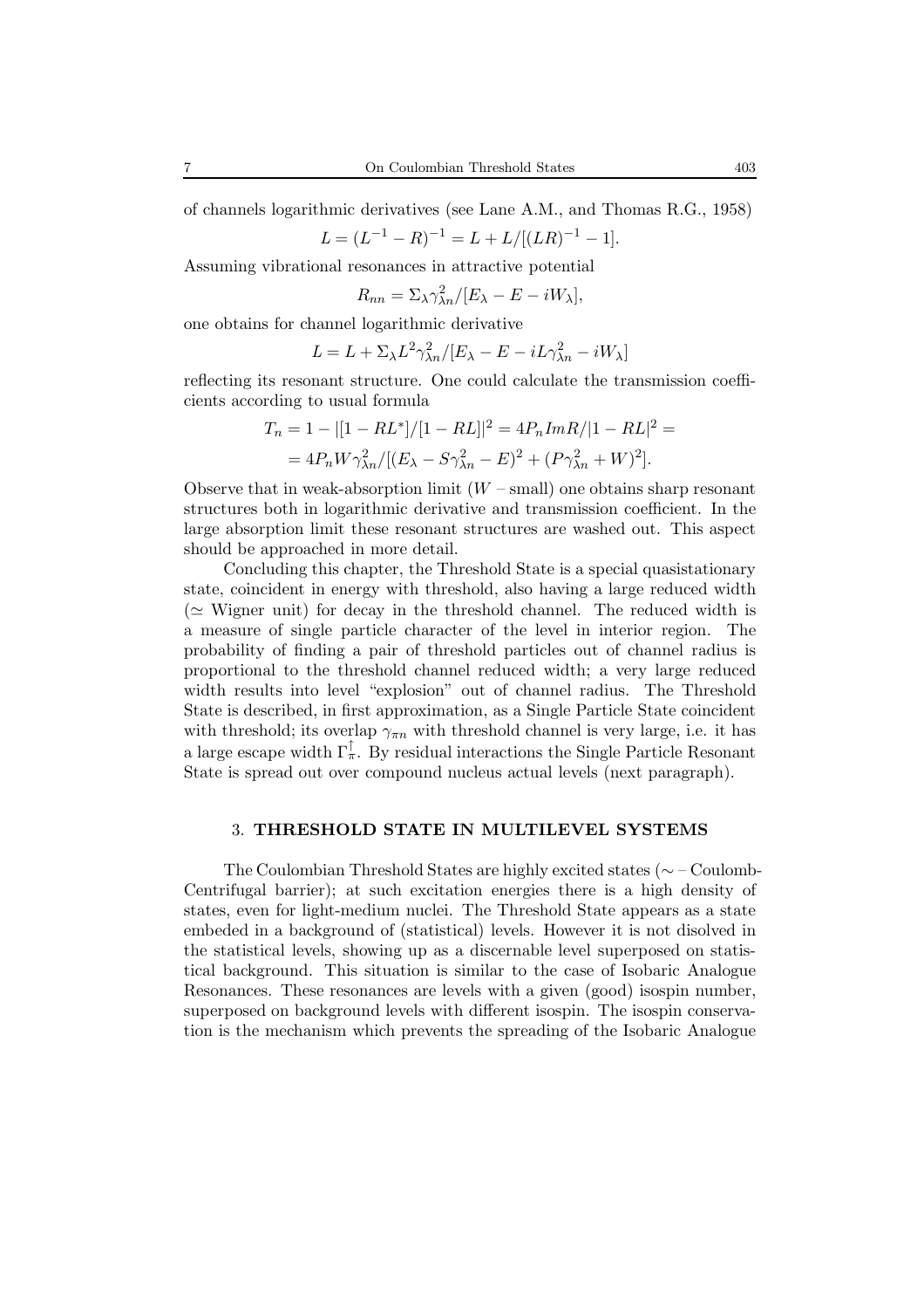of channels logarithmic derivatives (see Lane A.M., and Thomas R.G., 1958)

$$L = (L^{-1} - R)^{-1} = L + L/[(LR)^{-1} - 1].$$

Assuming vibrational resonances in attractive potential

$$R_{nn} = \Sigma_\lambda \gamma_{\lambda n}^2/[E_\lambda - E - iW_\lambda],$$

one obtains for channel logarithmic derivative

$$L = L + \Sigma_\lambda L^2\gamma_{\lambda n}^2/[E_\lambda - E - iL\gamma_{\lambda n}^2 - iW_\lambda]$$

reflecting its resonant structure. One could calculate the transmission coefficients according to usual formula

$$T_n = 1 - |[1 - RL^*]/[1 - RL]|^2 = 4P_n ImR/|1 - RL|^2 =$$
$$= 4P_n W\gamma_{\lambda n}^2/[(E_\lambda - S\gamma_{\lambda n}^2 - E)^2 + (P\gamma_{\lambda n}^2 + W)^2].$$

Observe that in weak-absorption limit ($W$ – small) one obtains sharp resonant structures both in logarithmic derivative and transmission coefficient. In the large absorption limit these resonant structures are washed out. This aspect should be approached in more detail.

Concluding this chapter, the Threshold State is a special quasistationary state, coincident in energy with threshold, also having a large reduced width ($\simeq$ Wigner unit) for decay in the threshold channel. The reduced width is a measure of single particle character of the level in interior region. The probability of finding a pair of threshold particles out of channel radius is proportional to the threshold channel reduced width; a very large reduced width results into level "explosion" out of channel radius. The Threshold State is described, in first approximation, as a Single Particle State coincident with threshold; its overlap $\gamma_{\pi n}$ with threshold channel is very large, i.e. it has a large escape width $\Gamma_\pi^\uparrow$. By residual interactions the Single Particle Resonant State is spread out over compound nucleus actual levels (next paragraph).

## 3. THRESHOLD STATE IN MULTILEVEL SYSTEMS

The Coulombian Threshold States are highly excited states ($\sim$ – Coulomb-Centrifugal barrier); at such excitation energies there is a high density of states, even for light-medium nuclei. The Threshold State appears as a state embeded in a background of (statistical) levels. However it is not disolved in the statistical levels, showing up as a discernable level superposed on statistical background. This situation is similar to the case of Isobaric Analogue Resonances. These resonances are levels with a given (good) isospin number, superposed on background levels with different isospin. The isospin conservation is the mechanism which prevents the spreading of the Isobaric Analogue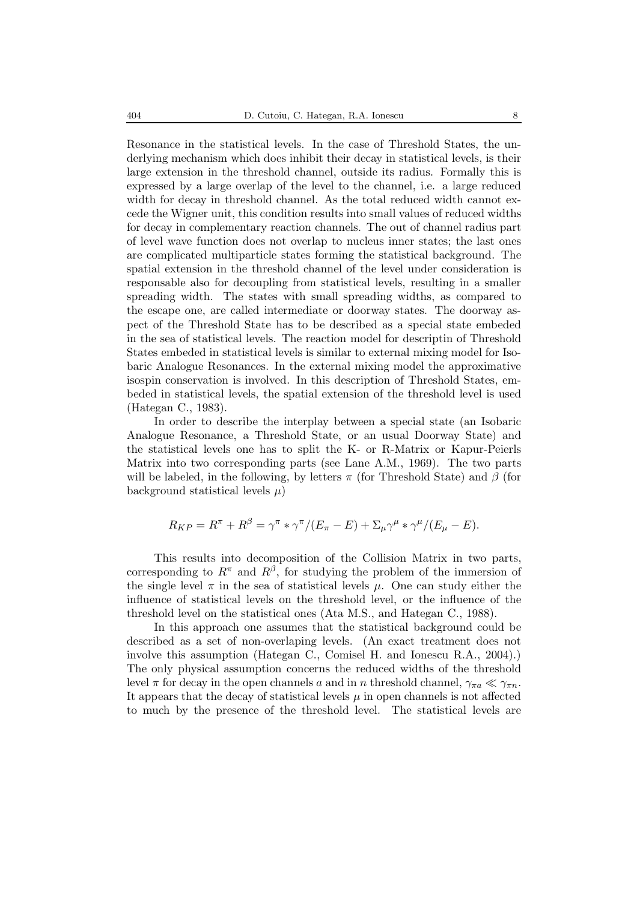Resonance in the statistical levels. In the case of Threshold States, the underlying mechanism which does inhibit their decay in statistical levels, is their large extension in the threshold channel, outside its radius. Formally this is expressed by a large overlap of the level to the channel, i.e. a large reduced width for decay in threshold channel. As the total reduced width cannot excede the Wigner unit, this condition results into small values of reduced widths for decay in complementary reaction channels. The out of channel radius part of level wave function does not overlap to nucleus inner states; the last ones are complicated multiparticle states forming the statistical background. The spatial extension in the threshold channel of the level under consideration is responsable also for decoupling from statistical levels, resulting in a smaller spreading width. The states with small spreading widths, as compared to the escape one, are called intermediate or doorway states. The doorway aspect of the Threshold State has to be described as a special state embeded in the sea of statistical levels. The reaction model for descriptin of Threshold States embeded in statistical levels is similar to external mixing model for Isobaric Analogue Resonances. In the external mixing model the approximative isospin conservation is involved. In this description of Threshold States, embeded in statistical levels, the spatial extension of the threshold level is used (Hategan C., 1983).

In order to describe the interplay between a special state (an Isobaric Analogue Resonance, a Threshold State, or an usual Doorway State) and the statistical levels one has to split the K- or R-Matrix or Kapur-Peierls Matrix into two corresponding parts (see Lane A.M., 1969). The two parts will be labeled, in the following, by letters $\pi$ (for Threshold State) and $\beta$ (for background statistical levels $\mu$)

$$R_{KP} = R^{\pi} + R^{\beta} = \gamma^{\pi} * \gamma^{\pi}/(E_{\pi} - E) + \Sigma_{\mu}\gamma^{\mu} * \gamma^{\mu}/(E_{\mu} - E).$$

This results into decomposition of the Collision Matrix in two parts, corresponding to $R^{\pi}$ and $R^{\beta}$, for studying the problem of the immersion of the single level $\pi$ in the sea of statistical levels $\mu$. One can study either the influence of statistical levels on the threshold level, or the influence of the threshold level on the statistical ones (Ata M.S., and Hategan C., 1988).

In this approach one assumes that the statistical background could be described as a set of non-overlaping levels. (An exact treatment does not involve this assumption (Hategan C., Comisel H. and Ionescu R.A., 2004).) The only physical assumption concerns the reduced widths of the threshold level $\pi$ for decay in the open channels $a$ and in $n$ threshold channel, $\gamma_{\pi a} \ll \gamma_{\pi n}$. It appears that the decay of statistical levels $\mu$ in open channels is not affected to much by the presence of the threshold level. The statistical levels are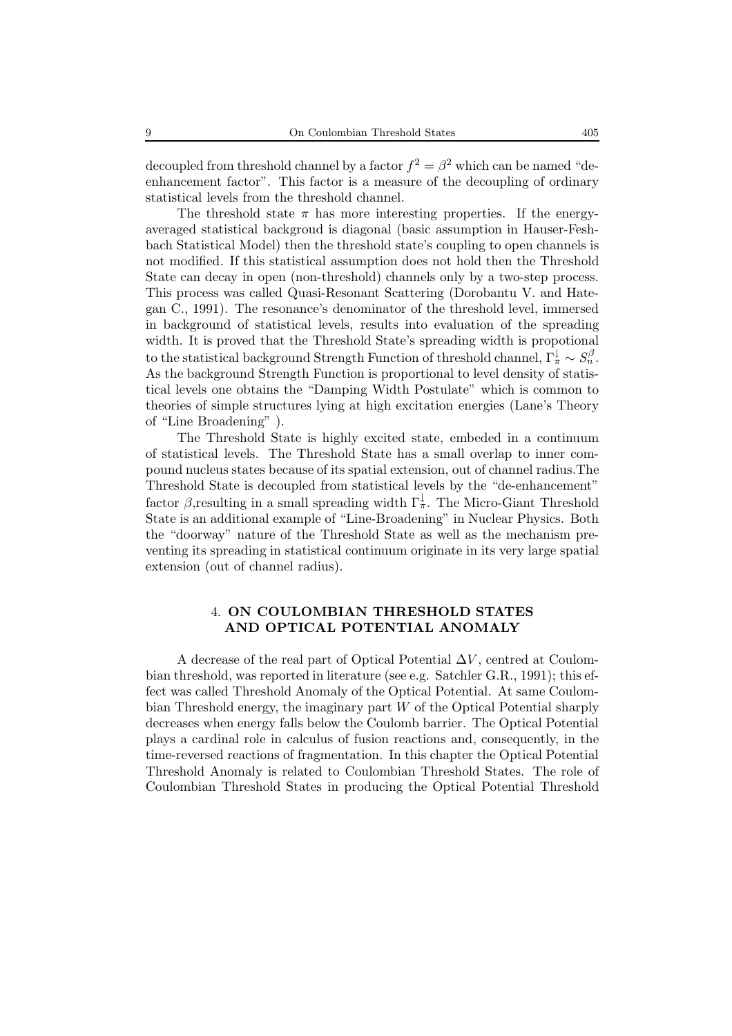decoupled from threshold channel by a factor $f^2 = \beta^2$ which can be named "de-enhancement factor". This factor is a measure of the decoupling of ordinary statistical levels from the threshold channel.

The threshold state $\pi$ has more interesting properties. If the energy-averaged statistical backgroud is diagonal (basic assumption in Hauser-Feshbach Statistical Model) then the threshold state's coupling to open channels is not modified. If this statistical assumption does not hold then the Threshold State can decay in open (non-threshold) channels only by a two-step process. This process was called Quasi-Resonant Scattering (Dorobantu V. and Hategan C., 1991). The resonance's denominator of the threshold level, immersed in background of statistical levels, results into evaluation of the spreading width. It is proved that the Threshold State's spreading width is propotional to the statistical background Strength Function of threshold channel, $\Gamma_\pi^\downarrow \sim S_n^\beta$. As the background Strength Function is proportional to level density of statistical levels one obtains the "Damping Width Postulate" which is common to theories of simple structures lying at high excitation energies (Lane's Theory of "Line Broadening" ).

The Threshold State is highly excited state, embeded in a continuum of statistical levels. The Threshold State has a small overlap to inner compound nucleus states because of its spatial extension, out of channel radius.The Threshold State is decoupled from statistical levels by the "de-enhancement" factor $\beta$,resulting in a small spreading width $\Gamma_\pi^\downarrow$. The Micro-Giant Threshold State is an additional example of "Line-Broadening" in Nuclear Physics. Both the "doorway" nature of the Threshold State as well as the mechanism preventing its spreading in statistical continuum originate in its very large spatial extension (out of channel radius).

## 4. ON COULOMBIAN THRESHOLD STATES AND OPTICAL POTENTIAL ANOMALY

A decrease of the real part of Optical Potential $\Delta V$, centred at Coulombian threshold, was reported in literature (see e.g. Satchler G.R., 1991); this effect was called Threshold Anomaly of the Optical Potential. At same Coulombian Threshold energy, the imaginary part $W$ of the Optical Potential sharply decreases when energy falls below the Coulomb barrier. The Optical Potential plays a cardinal role in calculus of fusion reactions and, consequently, in the time-reversed reactions of fragmentation. In this chapter the Optical Potential Threshold Anomaly is related to Coulombian Threshold States. The role of Coulombian Threshold States in producing the Optical Potential Threshold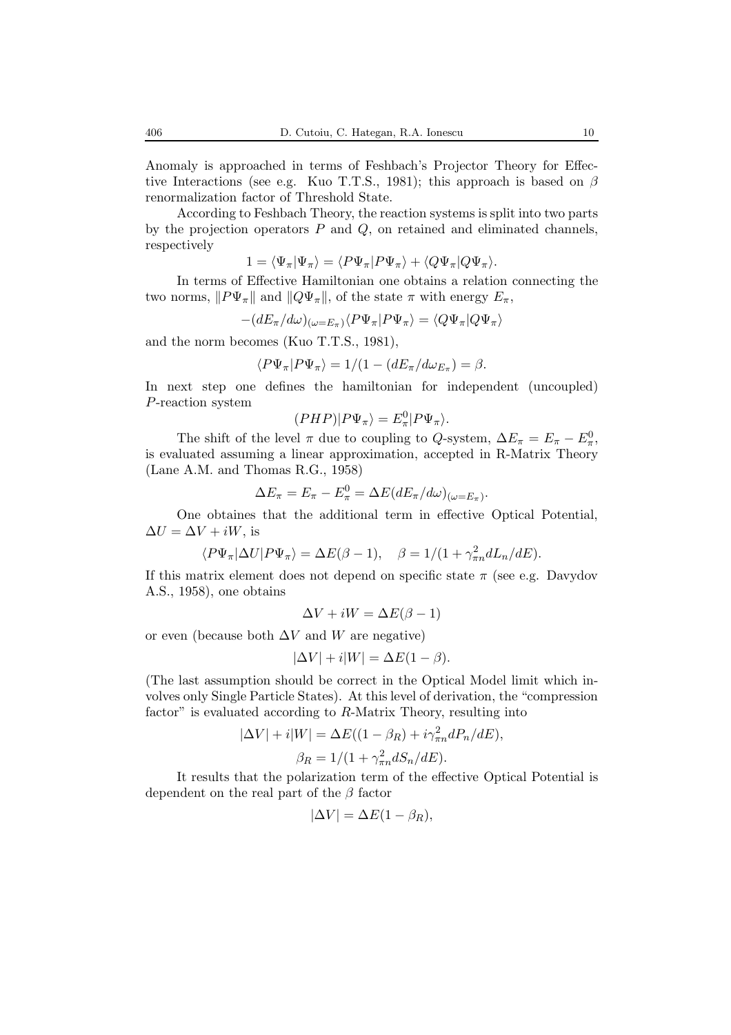Anomaly is approached in terms of Feshbach's Projector Theory for Effective Interactions (see e.g. Kuo T.T.S., 1981); this approach is based on $\beta$ renormalization factor of Threshold State.

According to Feshbach Theory, the reaction systems is split into two parts by the projection operators $P$ and $Q$, on retained and eliminated channels, respectively

$$1 = \langle \Psi_\pi | \Psi_\pi \rangle = \langle P\Psi_\pi | P\Psi_\pi \rangle + \langle Q\Psi_\pi | Q\Psi_\pi \rangle.$$

In terms of Effective Hamiltonian one obtains a relation connecting the two norms, $\|P\Psi_\pi\|$ and $\|Q\Psi_\pi\|$, of the state $\pi$ with energy $E_\pi$,

$$-(dE_\pi/d\omega)_{(\omega=E_\pi)} \langle P\Psi_\pi | P\Psi_\pi \rangle = \langle Q\Psi_\pi | Q\Psi_\pi \rangle$$

and the norm becomes (Kuo T.T.S., 1981),

$$\langle P\Psi_\pi | P\Psi_\pi \rangle = 1/(1 - (dE_\pi/d\omega_{E_\pi}) = \beta.$$

In next step one defines the hamiltonian for independent (uncoupled) $P$-reaction system

$$(PHP)|P\Psi_\pi\rangle = E_\pi^0 |P\Psi_\pi\rangle.$$

The shift of the level $\pi$ due to coupling to $Q$-system, $\Delta E_\pi = E_\pi - E_\pi^0$, is evaluated assuming a linear approximation, accepted in R-Matrix Theory (Lane A.M. and Thomas R.G., 1958)

$$\Delta E_\pi = E_\pi - E_\pi^0 = \Delta E (dE_\pi/d\omega)_{(\omega=E_\pi)}.$$

One obtaines that the additional term in effective Optical Potential, $\Delta U = \Delta V + iW$, is

$$\langle P\Psi_\pi | \Delta U | P\Psi_\pi \rangle = \Delta E(\beta - 1), \quad \beta = 1/(1 + \gamma_{\pi n}^2 dL_n/dE).$$

If this matrix element does not depend on specific state $\pi$ (see e.g. Davydov A.S., 1958), one obtains

$$\Delta V + iW = \Delta E(\beta - 1)$$

or even (because both $\Delta V$ and $W$ are negative)

$$|\Delta V| + i|W| = \Delta E(1 - \beta).$$

(The last assumption should be correct in the Optical Model limit which involves only Single Particle States). At this level of derivation, the "compression factor" is evaluated according to $R$-Matrix Theory, resulting into

$$|\Delta V| + i|W| = \Delta E((1 - \beta_R) + i\gamma_{\pi n}^2 dP_n/dE),$$

$$\beta_R = 1/(1 + \gamma_{\pi n}^2 dS_n/dE).$$

It results that the polarization term of the effective Optical Potential is dependent on the real part of the $\beta$ factor

$$|\Delta V| = \Delta E(1 - \beta_R),$$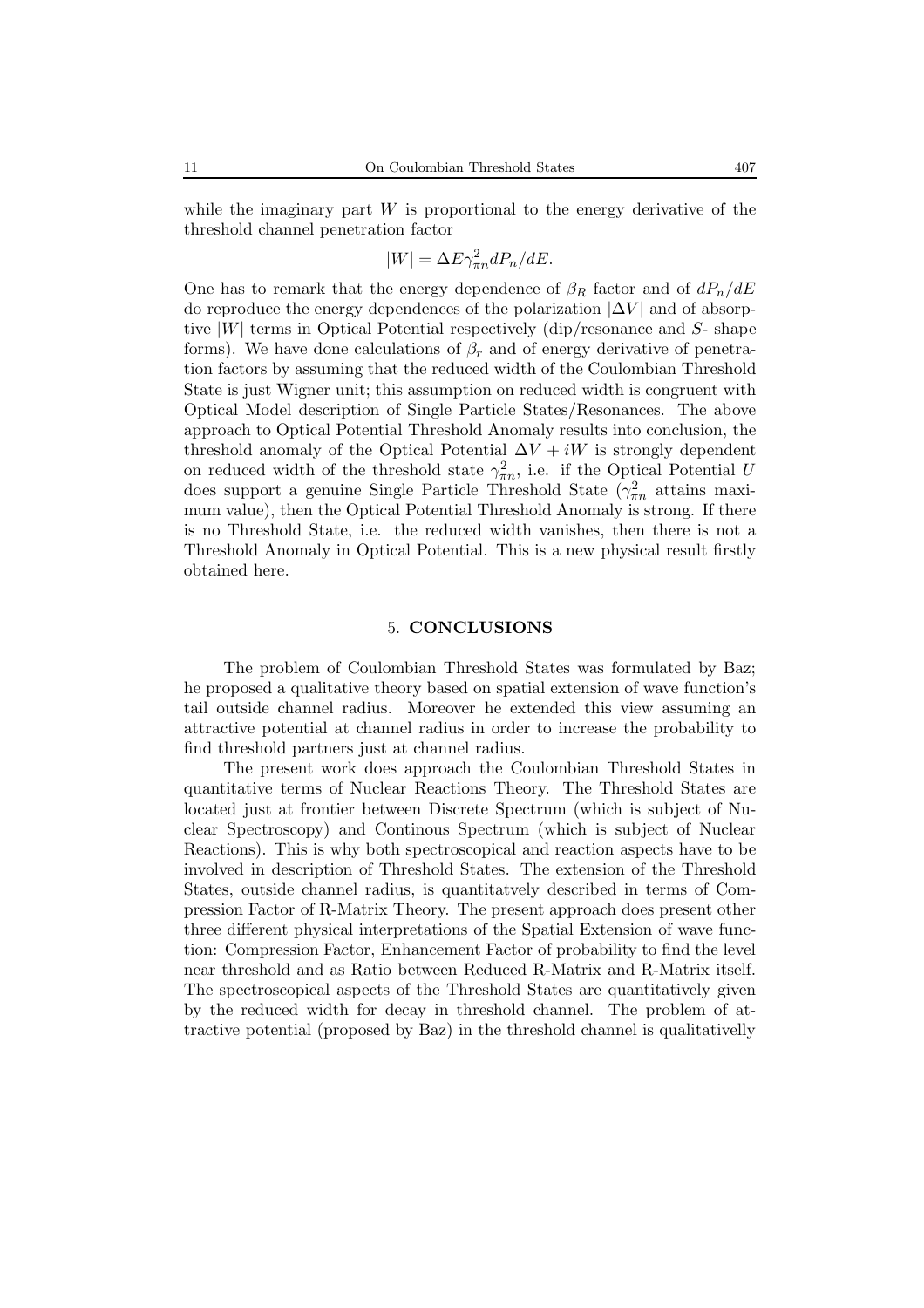while the imaginary part $W$ is proportional to the energy derivative of the threshold channel penetration factor

$$|W| = \Delta E \gamma_{\pi n}^2 dP_n/dE.$$

One has to remark that the energy dependence of $\beta_R$ factor and of $dP_n/dE$ do reproduce the energy dependences of the polarization $|\Delta V|$ and of absorptive $|W|$ terms in Optical Potential respectively (dip/resonance and $S$- shape forms). We have done calculations of $\beta_r$ and of energy derivative of penetration factors by assuming that the reduced width of the Coulombian Threshold State is just Wigner unit; this assumption on reduced width is congruent with Optical Model description of Single Particle States/Resonances. The above approach to Optical Potential Threshold Anomaly results into conclusion, the threshold anomaly of the Optical Potential $\Delta V + iW$ is strongly dependent on reduced width of the threshold state $\gamma_{\pi n}^2$, i.e. if the Optical Potential $U$ does support a genuine Single Particle Threshold State ($\gamma_{\pi n}^2$ attains maximum value), then the Optical Potential Threshold Anomaly is strong. If there is no Threshold State, i.e. the reduced width vanishes, then there is not a Threshold Anomaly in Optical Potential. This is a new physical result firstly obtained here.

## 5. CONCLUSIONS

The problem of Coulombian Threshold States was formulated by Baz; he proposed a qualitative theory based on spatial extension of wave function's tail outside channel radius. Moreover he extended this view assuming an attractive potential at channel radius in order to increase the probability to find threshold partners just at channel radius.

The present work does approach the Coulombian Threshold States in quantitative terms of Nuclear Reactions Theory. The Threshold States are located just at frontier between Discrete Spectrum (which is subject of Nuclear Spectroscopy) and Continous Spectrum (which is subject of Nuclear Reactions). This is why both spectroscopical and reaction aspects have to be involved in description of Threshold States. The extension of the Threshold States, outside channel radius, is quantitatvely described in terms of Compression Factor of R-Matrix Theory. The present approach does present other three different physical interpretations of the Spatial Extension of wave function: Compression Factor, Enhancement Factor of probability to find the level near threshold and as Ratio between Reduced R-Matrix and R-Matrix itself. The spectroscopical aspects of the Threshold States are quantitatively given by the reduced width for decay in threshold channel. The problem of attractive potential (proposed by Baz) in the threshold channel is qualitativelly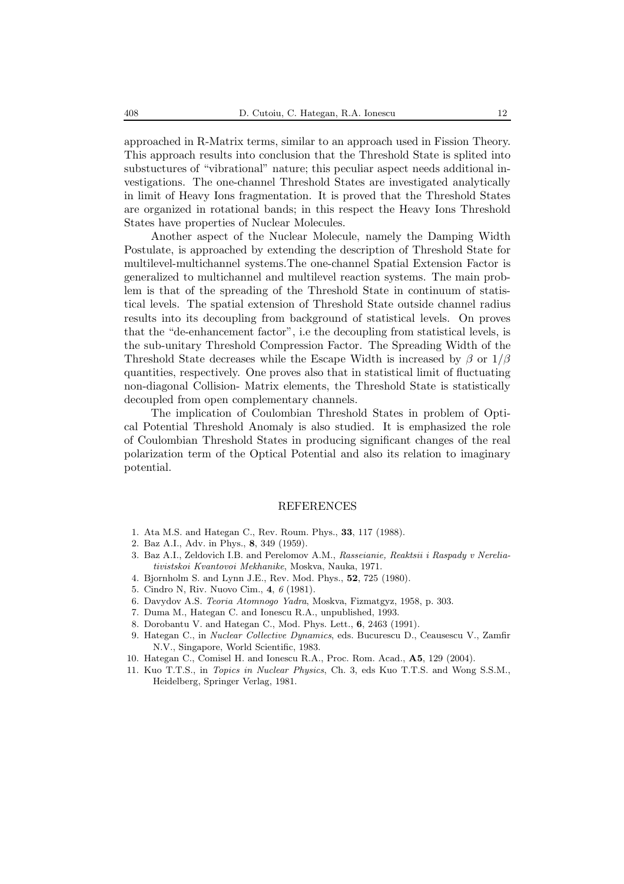approached in R-Matrix terms, similar to an approach used in Fission Theory. This approach results into conclusion that the Threshold State is splited into substuctures of "vibrational" nature; this peculiar aspect needs additional investigations. The one-channel Threshold States are investigated analytically in limit of Heavy Ions fragmentation. It is proved that the Threshold States are organized in rotational bands; in this respect the Heavy Ions Threshold States have properties of Nuclear Molecules.

Another aspect of the Nuclear Molecule, namely the Damping Width Postulate, is approached by extending the description of Threshold State for multilevel-multichannel systems.The one-channel Spatial Extension Factor is generalized to multichannel and multilevel reaction systems. The main problem is that of the spreading of the Threshold State in continuum of statistical levels. The spatial extension of Threshold State outside channel radius results into its decoupling from background of statistical levels. On proves that the "de-enhancement factor", i.e the decoupling from statistical levels, is the sub-unitary Threshold Compression Factor. The Spreading Width of the Threshold State decreases while the Escape Width is increased by $\beta$ or $1/\beta$ quantities, respectively. One proves also that in statistical limit of fluctuating non-diagonal Collision- Matrix elements, the Threshold State is statistically decoupled from open complementary channels.

The implication of Coulombian Threshold States in problem of Optical Potential Threshold Anomaly is also studied. It is emphasized the role of Coulombian Threshold States in producing significant changes of the real polarization term of the Optical Potential and also its relation to imaginary potential.

## REFERENCES

1. Ata M.S. and Hategan C., Rev. Roum. Phys., **33**, 117 (1988).
2. Baz A.I., Adv. in Phys., **8**, 349 (1959).
3. Baz A.I., Zeldovich I.B. and Perelomov A.M., *Rasseianie, Reaktsii i Raspady v Nereliativistskoi Kvantovoi Mekhanike*, Moskva, Nauka, 1971.
4. Bjornholm S. and Lynn J.E., Rev. Mod. Phys., **52**, 725 (1980).
5. Cindro N, Riv. Nuovo Cim., **4**, *6* (1981).
6. Davydov A.S. *Teoria Atomnogo Yadra*, Moskva, Fizmatgyz, 1958, p. 303.
7. Duma M., Hategan C. and Ionescu R.A., unpublished, 1993.
8. Dorobantu V. and Hategan C., Mod. Phys. Lett., **6**, 2463 (1991).
9. Hategan C., in *Nuclear Collective Dynamics*, eds. Bucurescu D., Ceausescu V., Zamfir N.V., Singapore, World Scientific, 1983.
10. Hategan C., Comisel H. and Ionescu R.A., Proc. Rom. Acad., **A5**, 129 (2004).
11. Kuo T.T.S., in *Topics in Nuclear Physics*, Ch. 3, eds Kuo T.T.S. and Wong S.S.M., Heidelberg, Springer Verlag, 1981.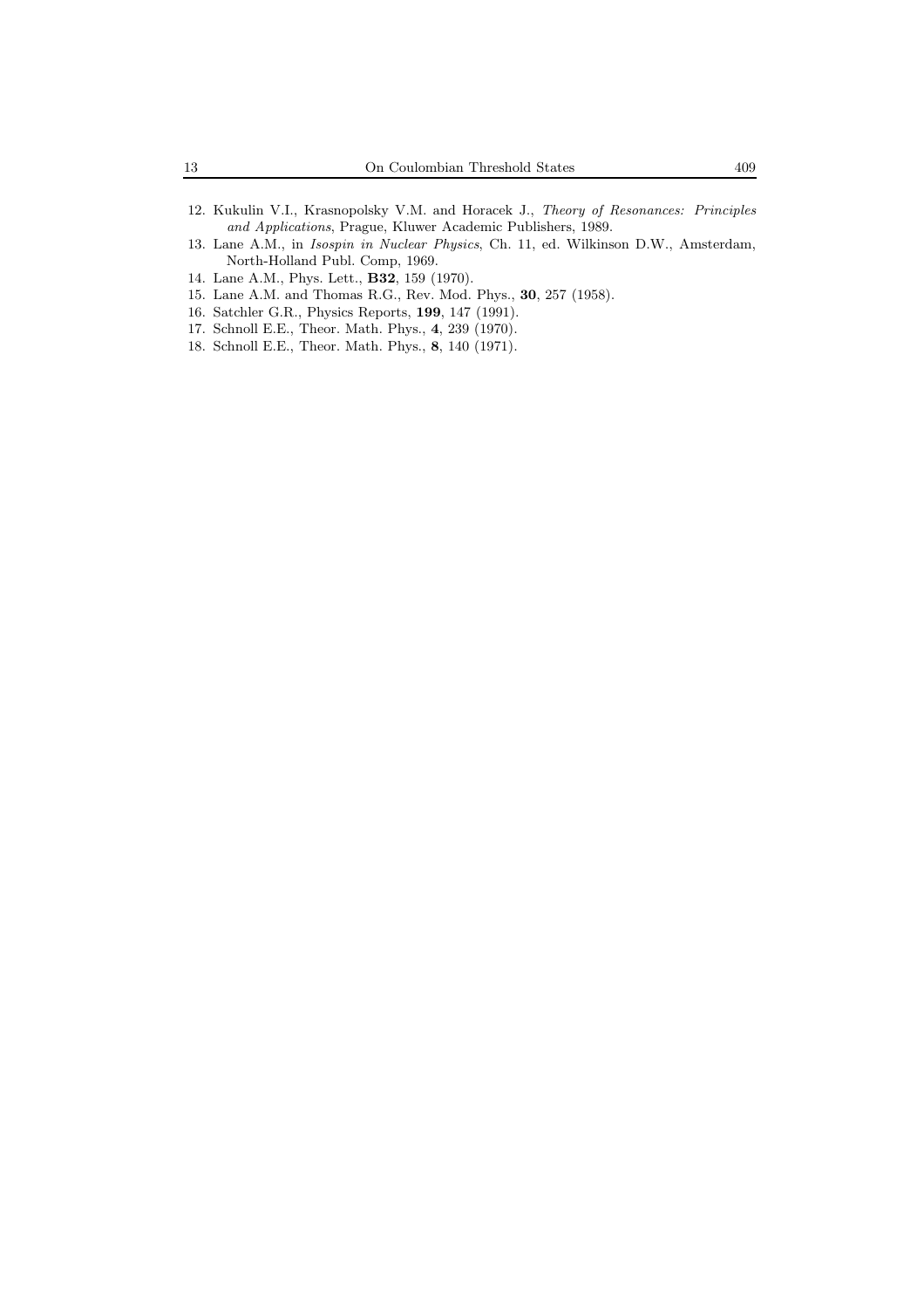12. Kukulin V.I., Krasnopolsky V.M. and Horacek J., *Theory of Resonances: Principles and Applications*, Prague, Kluwer Academic Publishers, 1989.
13. Lane A.M., in *Isospin in Nuclear Physics*, Ch. 11, ed. Wilkinson D.W., Amsterdam, North-Holland Publ. Comp, 1969.
14. Lane A.M., Phys. Lett., **B32**, 159 (1970).
15. Lane A.M. and Thomas R.G., Rev. Mod. Phys., **30**, 257 (1958).
16. Satchler G.R., Physics Reports, **199**, 147 (1991).
17. Schnoll E.E., Theor. Math. Phys., **4**, 239 (1970).
18. Schnoll E.E., Theor. Math. Phys., **8**, 140 (1971).